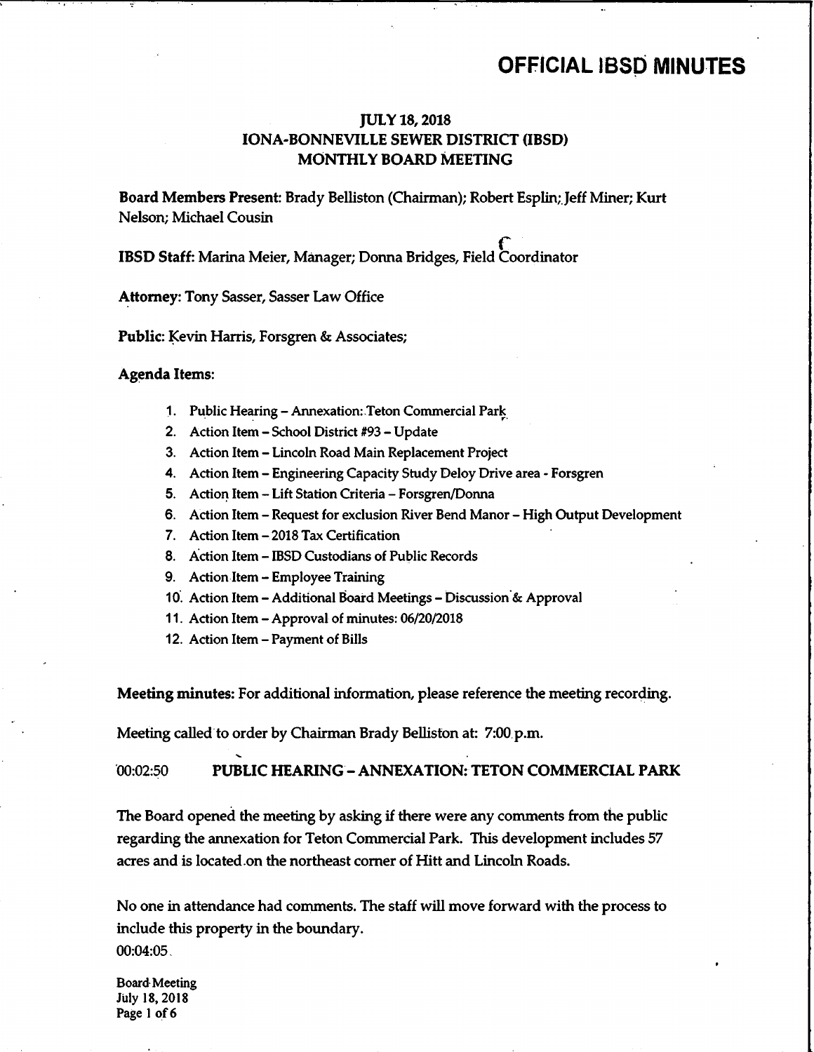# OFFICIAL IBSD MINUTES

## JULY 18, 2018
## IONA-BONNEVILLE SEWER DISTRICT (IBSD)
## MONTHLY BOARD MEETING

**Board Members Present:** Brady Belliston (Chairman); Robert Esplin; Jeff Miner; Kurt Nelson; Michael Cousin

**IBSD Staff:** Marina Meier, Manager; Donna Bridges, Field Coordinator

**Attorney:** Tony Sasser, Sasser Law Office

**Public:** Kevin Harris, Forsgren & Associates;

**Agenda Items:**

1. Public Hearing – Annexation: Teton Commercial Park
2. Action Item – School District #93 – Update
3. Action Item – Lincoln Road Main Replacement Project
4. Action Item – Engineering Capacity Study Deloy Drive area - Forsgren
5. Action Item – Lift Station Criteria – Forsgren/Donna
6. Action Item – Request for exclusion River Bend Manor – High Output Development
7. Action Item – 2018 Tax Certification
8. Action Item – IBSD Custodians of Public Records
9. Action Item – Employee Training
10. Action Item – Additional Board Meetings – Discussion & Approval
11. Action Item – Approval of minutes: 06/20/2018
12. Action Item – Payment of Bills

**Meeting minutes:** For additional information, please reference the meeting recording.

Meeting called to order by Chairman Brady Belliston at: 7:00 p.m.

00:02:50 **PUBLIC HEARING – ANNEXATION: TETON COMMERCIAL PARK**

The Board opened the meeting by asking if there were any comments from the public regarding the annexation for Teton Commercial Park. This development includes 57 acres and is located on the northeast corner of Hitt and Lincoln Roads.

No one in attendance had comments. The staff will move forward with the process to include this property in the boundary.

00:04:05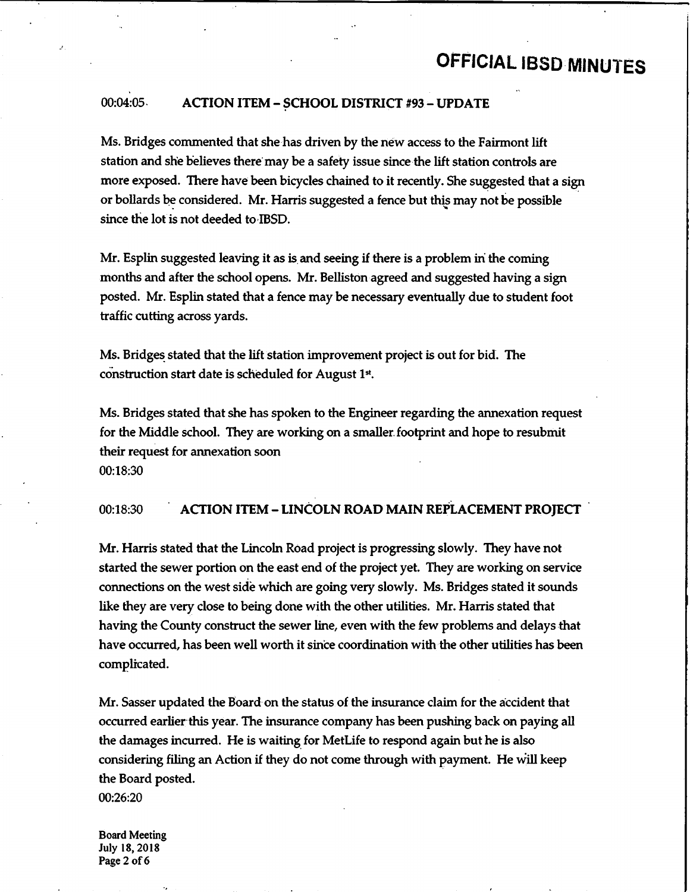00:04:05 **ACTION ITEM – SCHOOL DISTRICT #93 – UPDATE**

Ms. Bridges commented that she has driven by the new access to the Fairmont lift station and she believes there may be a safety issue since the lift station controls are more exposed. There have been bicycles chained to it recently. She suggested that a sign or bollards be considered. Mr. Harris suggested a fence but this may not be possible since the lot is not deeded to IBSD.

Mr. Esplin suggested leaving it as is and seeing if there is a problem in the coming months and after the school opens. Mr. Belliston agreed and suggested having a sign posted. Mr. Esplin stated that a fence may be necessary eventually due to student foot traffic cutting across yards.

Ms. Bridges stated that the lift station improvement project is out for bid. The construction start date is scheduled for August 1st.

Ms. Bridges stated that she has spoken to the Engineer regarding the annexation request for the Middle school. They are working on a smaller footprint and hope to resubmit their request for annexation soon
00:18:30

00:18:30 **ACTION ITEM – LINCOLN ROAD MAIN REPLACEMENT PROJECT**

Mr. Harris stated that the Lincoln Road project is progressing slowly. They have not started the sewer portion on the east end of the project yet. They are working on service connections on the west side which are going very slowly. Ms. Bridges stated it sounds like they are very close to being done with the other utilities. Mr. Harris stated that having the County construct the sewer line, even with the few problems and delays that have occurred, has been well worth it since coordination with the other utilities has been complicated.

Mr. Sasser updated the Board on the status of the insurance claim for the accident that occurred earlier this year. The insurance company has been pushing back on paying all the damages incurred. He is waiting for MetLife to respond again but he is also considering filing an Action if they do not come through with payment. He will keep the Board posted.
00:26:20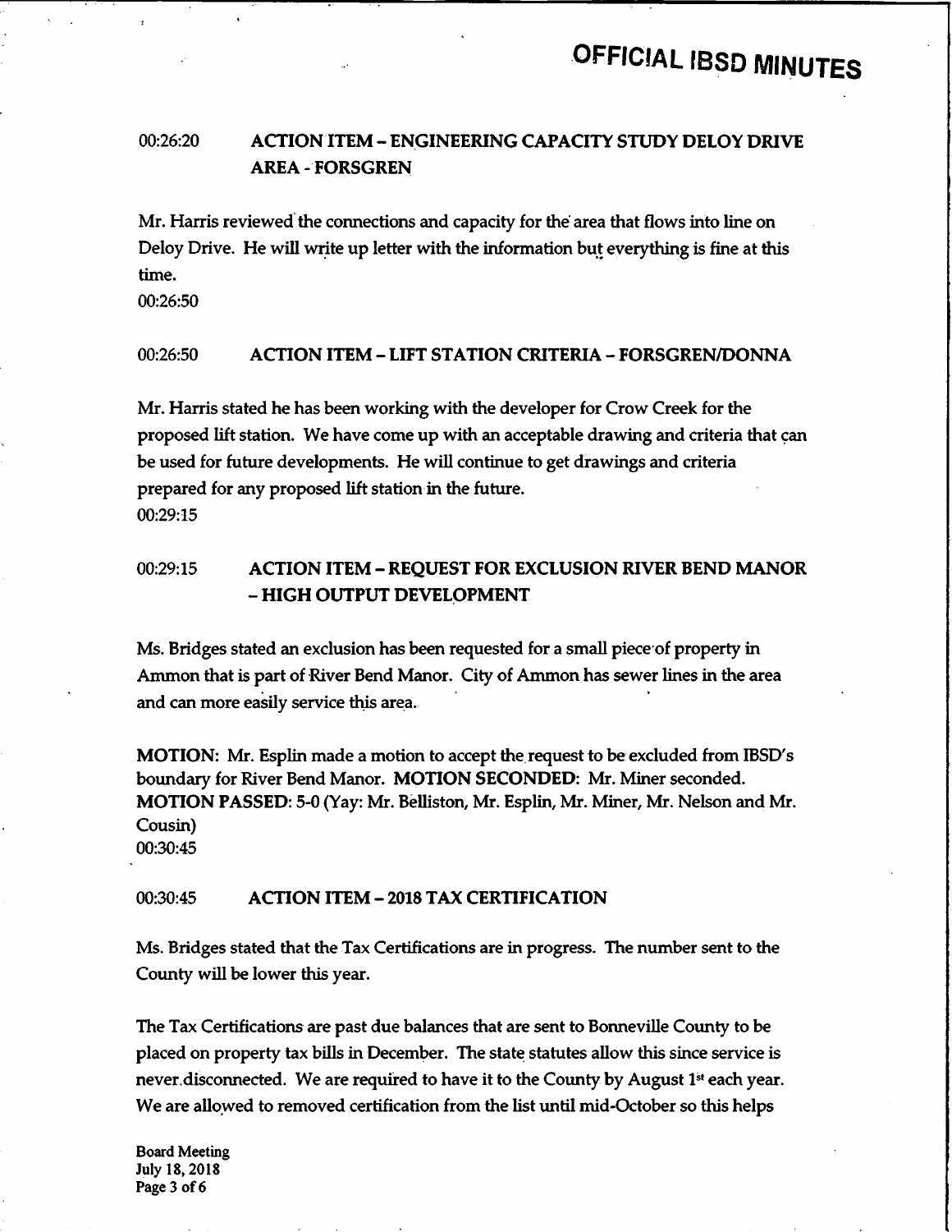00:26:20 **ACTION ITEM – ENGINEERING CAPACITY STUDY DELOY DRIVE AREA - FORSGREN**

Mr. Harris reviewed the connections and capacity for the area that flows into line on Deloy Drive. He will write up letter with the information but everything is fine at this time.

00:26:50

00:26:50 **ACTION ITEM – LIFT STATION CRITERIA – FORSGREN/DONNA**

Mr. Harris stated he has been working with the developer for Crow Creek for the proposed lift station. We have come up with an acceptable drawing and criteria that can be used for future developments. He will continue to get drawings and criteria prepared for any proposed lift station in the future.

00:29:15

00:29:15 **ACTION ITEM – REQUEST FOR EXCLUSION RIVER BEND MANOR – HIGH OUTPUT DEVELOPMENT**

Ms. Bridges stated an exclusion has been requested for a small piece of property in Ammon that is part of River Bend Manor. City of Ammon has sewer lines in the area and can more easily service this area.

**MOTION:** Mr. Esplin made a motion to accept the request to be excluded from IBSD's boundary for River Bend Manor. **MOTION SECONDED:** Mr. Miner seconded. **MOTION PASSED:** 5-0 (Yay: Mr. Belliston, Mr. Esplin, Mr. Miner, Mr. Nelson and Mr. Cousin)

00:30:45

00:30:45 **ACTION ITEM – 2018 TAX CERTIFICATION**

Ms. Bridges stated that the Tax Certifications are in progress. The number sent to the County will be lower this year.

The Tax Certifications are past due balances that are sent to Bonneville County to be placed on property tax bills in December. The state statutes allow this since service is never disconnected. We are required to have it to the County by August 1st each year. We are allowed to removed certification from the list until mid-October so this helps

Board Meeting
July 18, 2018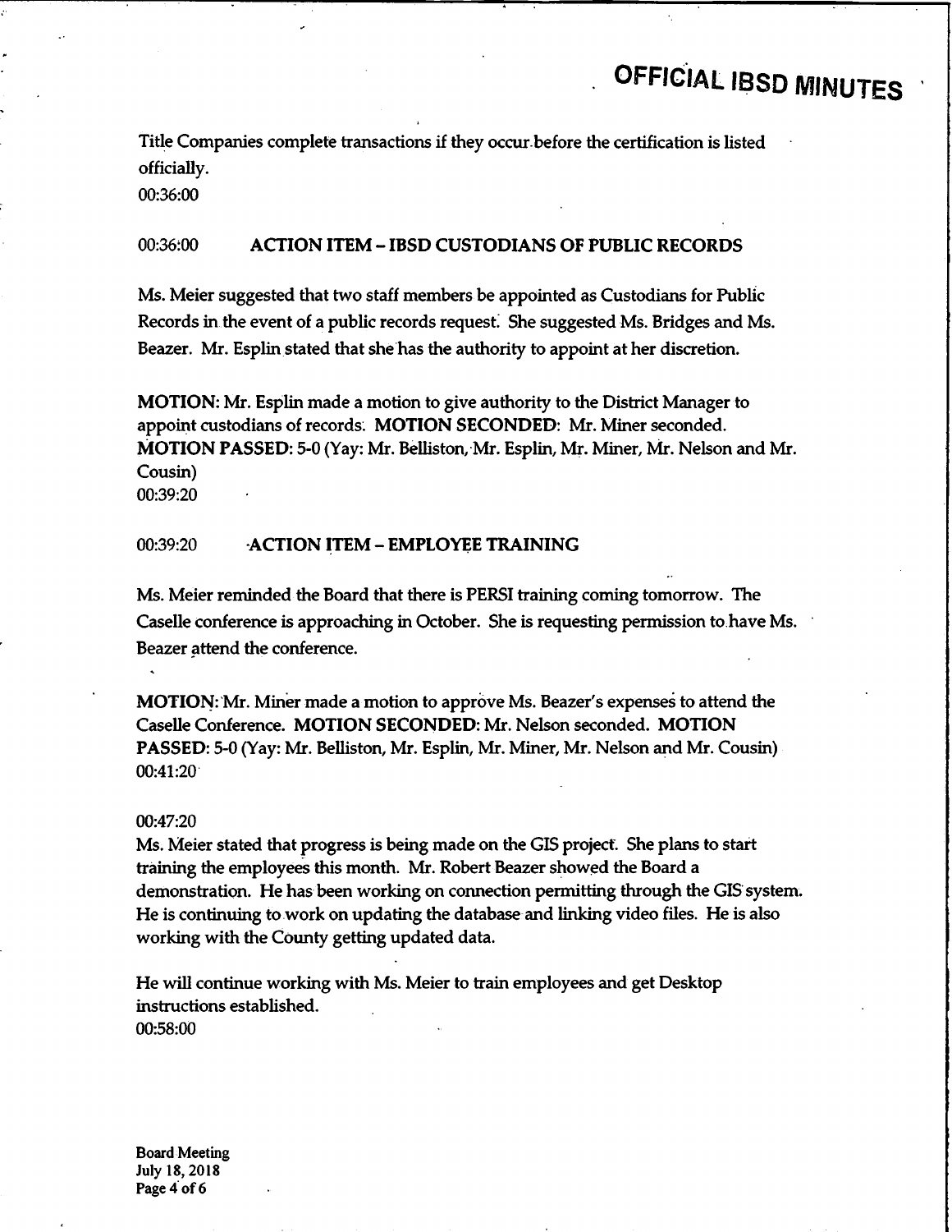Title Companies complete transactions if they occur before the certification is listed officially.

00:36:00

00:36:00 **ACTION ITEM – IBSD CUSTODIANS OF PUBLIC RECORDS**

Ms. Meier suggested that two staff members be appointed as Custodians for Public Records in the event of a public records request. She suggested Ms. Bridges and Ms. Beazer. Mr. Esplin stated that she has the authority to appoint at her discretion.

**MOTION:** Mr. Esplin made a motion to give authority to the District Manager to appoint custodians of records. **MOTION SECONDED:** Mr. Miner seconded. **MOTION PASSED:** 5-0 (Yay: Mr. Belliston, Mr. Esplin, Mr. Miner, Mr. Nelson and Mr. Cousin)

00:39:20

00:39:20 **ACTION ITEM – EMPLOYEE TRAINING**

Ms. Meier reminded the Board that there is PERSI training coming tomorrow. The Caselle conference is approaching in October. She is requesting permission to have Ms. Beazer attend the conference.

**MOTION:** Mr. Miner made a motion to approve Ms. Beazer's expenses to attend the Caselle Conference. **MOTION SECONDED:** Mr. Nelson seconded. **MOTION PASSED:** 5-0 (Yay: Mr. Belliston, Mr. Esplin, Mr. Miner, Mr. Nelson and Mr. Cousin)

00:41:20

00:47:20

Ms. Meier stated that progress is being made on the GIS project. She plans to start training the employees this month. Mr. Robert Beazer showed the Board a demonstration. He has been working on connection permitting through the GIS system. He is continuing to work on updating the database and linking video files. He is also working with the County getting updated data.

He will continue working with Ms. Meier to train employees and get Desktop instructions established.

00:58:00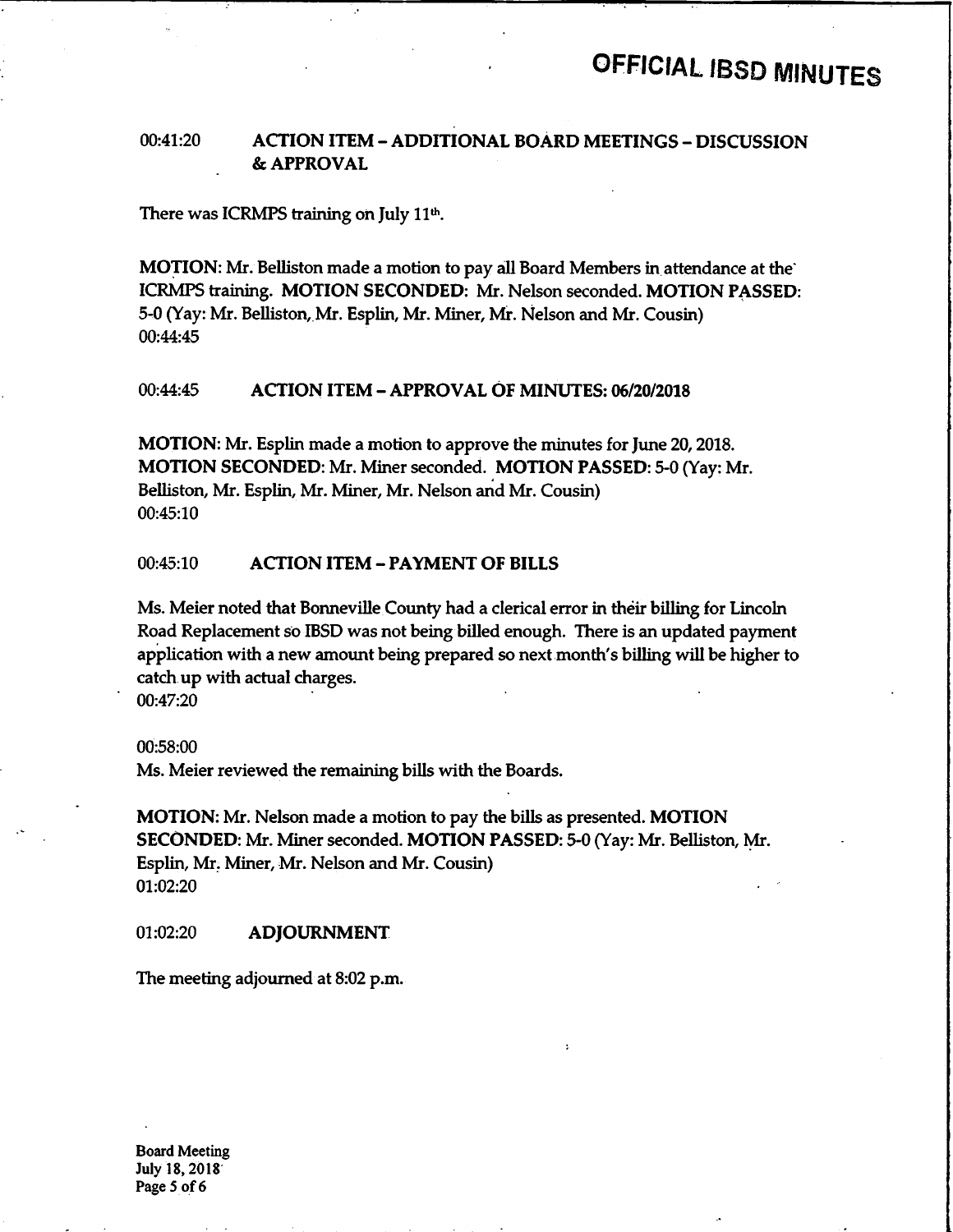00:41:20 **ACTION ITEM – ADDITIONAL BOARD MEETINGS – DISCUSSION & APPROVAL**

There was ICRMPS training on July 11th.

**MOTION**: Mr. Belliston made a motion to pay all Board Members in attendance at the ICRMPS training. **MOTION SECONDED**: Mr. Nelson seconded. **MOTION PASSED**: 5-0 (Yay: Mr. Belliston, Mr. Esplin, Mr. Miner, Mr. Nelson and Mr. Cousin)
00:44:45

00:44:45 **ACTION ITEM – APPROVAL OF MINUTES: 06/20/2018**

**MOTION**: Mr. Esplin made a motion to approve the minutes for June 20, 2018. **MOTION SECONDED**: Mr. Miner seconded. **MOTION PASSED**: 5-0 (Yay: Mr. Belliston, Mr. Esplin, Mr. Miner, Mr. Nelson and Mr. Cousin)
00:45:10

00:45:10 **ACTION ITEM – PAYMENT OF BILLS**

Ms. Meier noted that Bonneville County had a clerical error in their billing for Lincoln Road Replacement so IBSD was not being billed enough. There is an updated payment application with a new amount being prepared so next month's billing will be higher to catch up with actual charges.
00:47:20

00:58:00
Ms. Meier reviewed the remaining bills with the Boards.

**MOTION**: Mr. Nelson made a motion to pay the bills as presented. **MOTION SECONDED**: Mr. Miner seconded. **MOTION PASSED**: 5-0 (Yay: Mr. Belliston, Mr. Esplin, Mr. Miner, Mr. Nelson and Mr. Cousin)
01:02:20

01:02:20 **ADJOURNMENT**

The meeting adjourned at 8:02 p.m.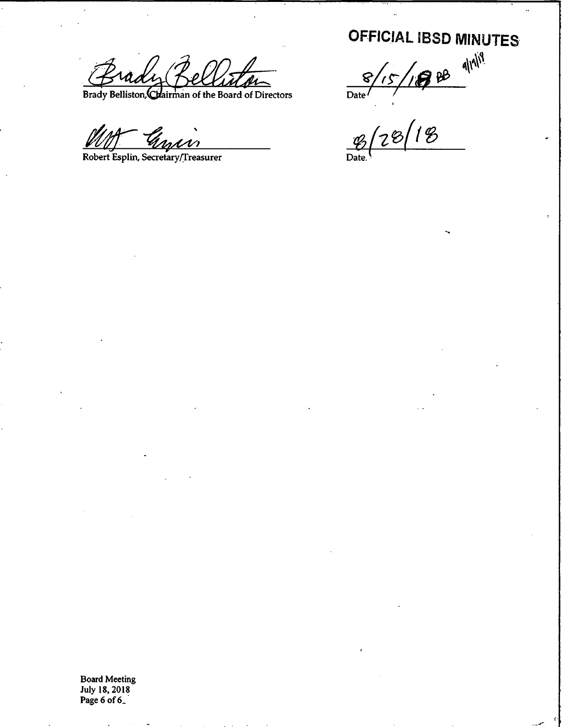**OFFICIAL IBSD MINUTES**

Brady Belliston, Chairman of the Board of Directors — Date: 8/15/18 BB 9/19/18

Robert Esplin, Secretary/Treasurer — Date: 8/28/18

Board Meeting
July 18, 2018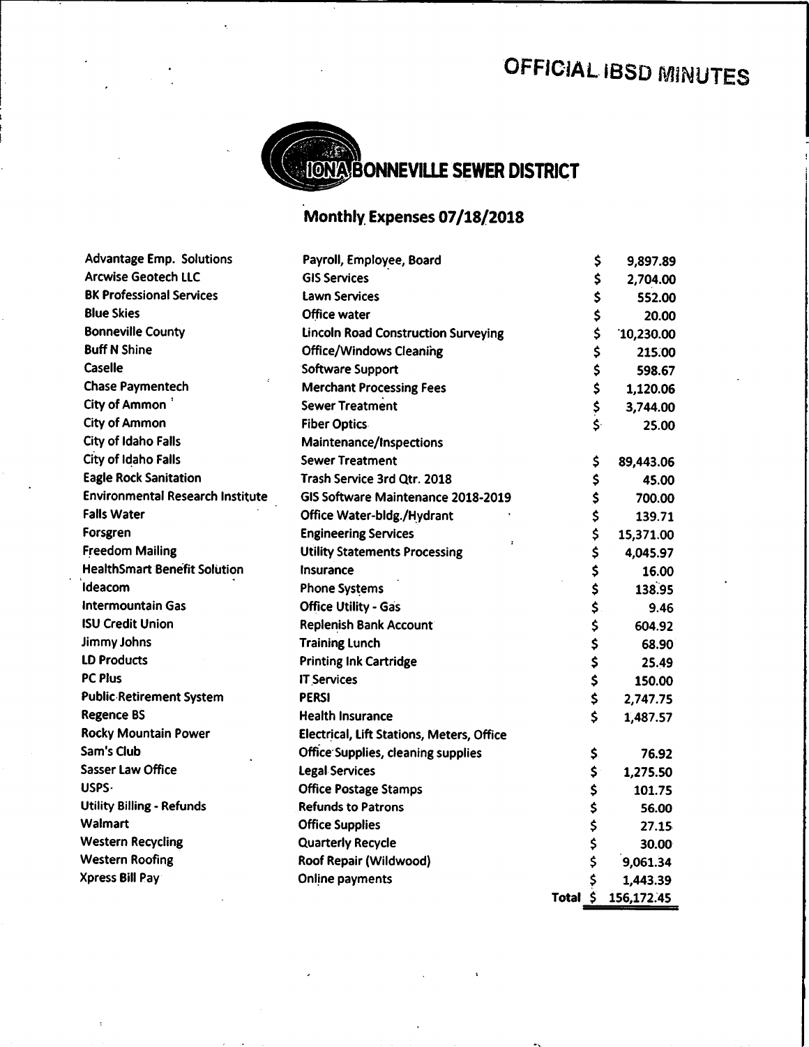OFFICIAL IBSD MINUTES

# IONA BONNEVILLE SEWER DISTRICT

## Monthly Expenses 07/18/2018

| | | | |
|---|---|---|---|
| Advantage Emp. Solutions | Payroll, Employee, Board | $ | 9,897.89 |
| Arcwise Geotech LLC | GIS Services | $ | 2,704.00 |
| BK Professional Services | Lawn Services | $ | 552.00 |
| Blue Skies | Office water | $ | 20.00 |
| Bonneville County | Lincoln Road Construction Surveying | $ | 10,230.00 |
| Buff N Shine | Office/Windows Cleaning | $ | 215.00 |
| Caselle | Software Support | $ | 598.67 |
| Chase Paymentech | Merchant Processing Fees | $ | 1,120.06 |
| City of Ammon | Sewer Treatment | $ | 3,744.00 |
| City of Ammon | Fiber Optics | $ | 25.00 |
| City of Idaho Falls | Maintenance/Inspections | | |
| City of Idaho Falls | Sewer Treatment | $ | 89,443.06 |
| Eagle Rock Sanitation | Trash Service 3rd Qtr. 2018 | $ | 45.00 |
| Environmental Research Institute | GIS Software Maintenance 2018-2019 | $ | 700.00 |
| Falls Water | Office Water-bldg./Hydrant | $ | 139.71 |
| Forsgren | Engineering Services | $ | 15,371.00 |
| Freedom Mailing | Utility Statements Processing | $ | 4,045.97 |
| HealthSmart Benefit Solution | Insurance | $ | 16.00 |
| Ideacom | Phone Systems | $ | 138.95 |
| Intermountain Gas | Office Utility - Gas | $ | 9.46 |
| ISU Credit Union | Replenish Bank Account | $ | 604.92 |
| Jimmy Johns | Training Lunch | $ | 68.90 |
| LD Products | Printing Ink Cartridge | $ | 25.49 |
| PC Plus | IT Services | $ | 150.00 |
| Public Retirement System | PERSI | $ | 2,747.75 |
| Regence BS | Health Insurance | $ | 1,487.57 |
| Rocky Mountain Power | Electrical, Lift Stations, Meters, Office | | |
| Sam's Club | Office Supplies, cleaning supplies | $ | 76.92 |
| Sasser Law Office | Legal Services | $ | 1,275.50 |
| USPS | Office Postage Stamps | $ | 101.75 |
| Utility Billing - Refunds | Refunds to Patrons | $ | 56.00 |
| Walmart | Office Supplies | $ | 27.15 |
| Western Recycling | Quarterly Recycle | $ | 30.00 |
| Western Roofing | Roof Repair (Wildwood) | $ | 9,061.34 |
| Xpress Bill Pay | Online payments | $ | 1,443.39 |
| | Total | $ | 156,172.45 |